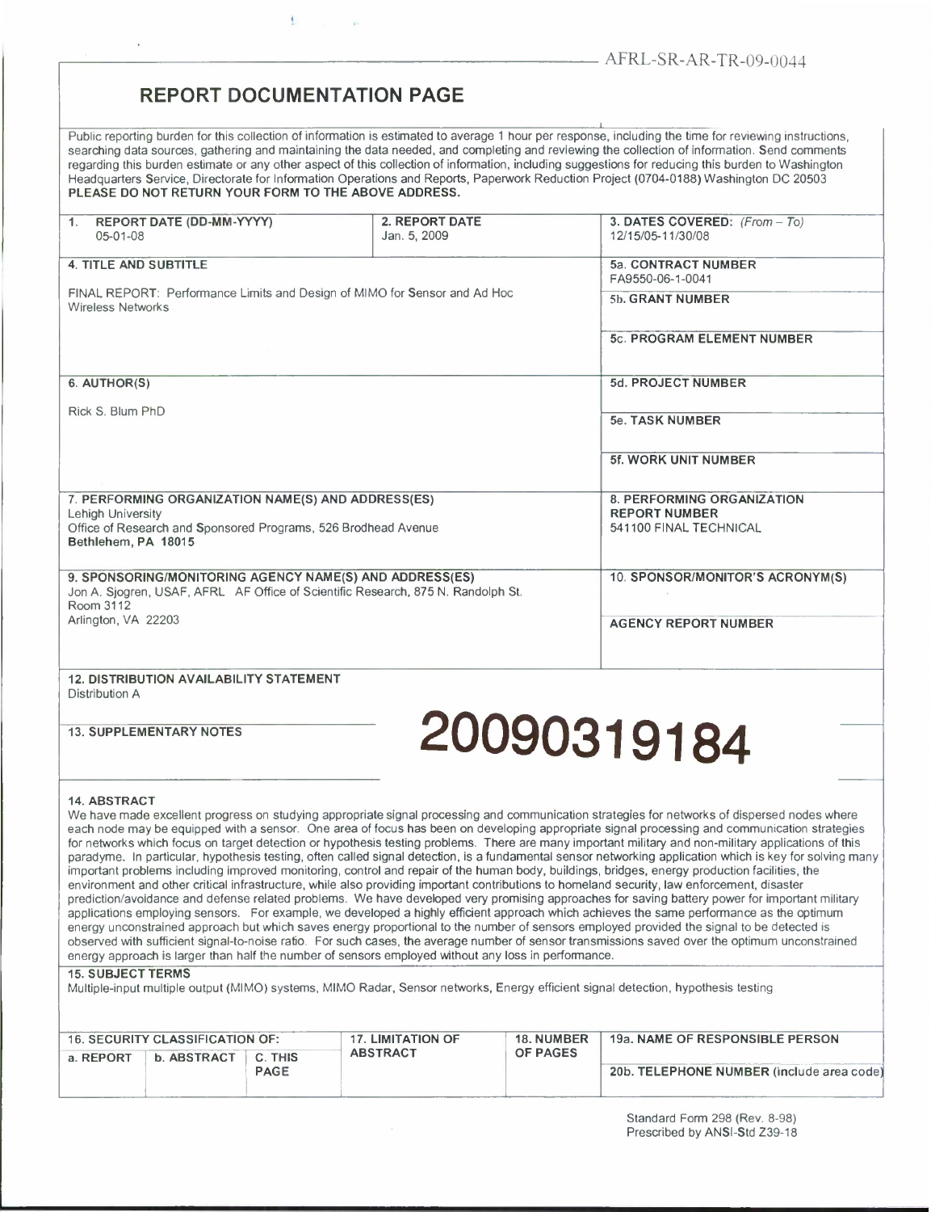AFRL-SR-AR-TR-09-0044

# REPORT DOCUMENTATION PAGE

Public reporting burden for this collection of information is estimated to average 1 hour per response, including the time for reviewing instructions, searching data sources, gathering and maintaining the data needed, and completing and reviewing the collection of information. Send comments regarding this burden estimate or any other aspect of this collection of information, including suggestions for reducing this burden to Washington Headquarters Service, Directorate for Information Operations and Reports, Paperwork Reduction Project (0704-0188) Washington DC 20503
**PLEASE DO NOT RETURN YOUR FORM TO THE ABOVE ADDRESS.**

| 1. REPORT DATE (DD-MM-YYYY) | 2. REPORT DATE | 3. DATES COVERED: (From – To) |
|---|---|---|
| 05-01-08 | Jan. 5, 2009 | 12/15/05-11/30/08 |

**4. TITLE AND SUBTITLE**

FINAL REPORT: Performance Limits and Design of MIMO for Sensor and Ad Hoc Wireless Networks

**5a. CONTRACT NUMBER** FA9550-06-1-0041

**5b. GRANT NUMBER**

**5c. PROGRAM ELEMENT NUMBER**

**6. AUTHOR(S)**

Rick S. Blum PhD

**5d. PROJECT NUMBER**

**5e. TASK NUMBER**

**5f. WORK UNIT NUMBER**

**7. PERFORMING ORGANIZATION NAME(S) AND ADDRESS(ES)**
Lehigh University
Office of Research and Sponsored Programs, 526 Brodhead Avenue
Bethlehem, PA 18015

**8. PERFORMING ORGANIZATION REPORT NUMBER**
541100 FINAL TECHNICAL

**9. SPONSORING/MONITORING AGENCY NAME(S) AND ADDRESS(ES)**
Jon A. Sjogren, USAF, AFRL AF Office of Scientific Research, 875 N. Randolph St. Room 3112
Arlington, VA 22203

**10. SPONSOR/MONITOR'S ACRONYM(S)**

**AGENCY REPORT NUMBER**

**12. DISTRIBUTION AVAILABILITY STATEMENT**
Distribution A

**13. SUPPLEMENTARY NOTES**

20090319184

**14. ABSTRACT**
We have made excellent progress on studying appropriate signal processing and communication strategies for networks of dispersed nodes where each node may be equipped with a sensor. One area of focus has been on developing appropriate signal processing and communication strategies for networks which focus on target detection or hypothesis testing problems. There are many important military and non-military applications of this paradyme. In particular, hypothesis testing, often called signal detection, is a fundamental sensor networking application which is key for solving many important problems including improved monitoring, control and repair of the human body, buildings, bridges, energy production facilities, the environment and other critical infrastructure, while also providing important contributions to homeland security, law enforcement, disaster prediction/avoidance and defense related problems. We have developed very promising approaches for saving battery power for important military applications employing sensors. For example, we developed a highly efficient approach which achieves the same performance as the optimum energy unconstrained approach but which saves energy proportional to the number of sensors employed provided the signal to be detected is observed with sufficient signal-to-noise ratio. For such cases, the average number of sensor transmissions saved over the optimum unconstrained energy approach is larger than half the number of sensors employed without any loss in performance.

**15. SUBJECT TERMS**
Multiple-input multiple output (MIMO) systems, MIMO Radar, Sensor networks, Energy efficient signal detection, hypothesis testing

| 16. SECURITY CLASSIFICATION OF: | | | 17. LIMITATION OF ABSTRACT | 18. NUMBER OF PAGES | 19a. NAME OF RESPONSIBLE PERSON |
|---|---|---|---|---|---|
| a. REPORT | b. ABSTRACT | C. THIS PAGE | | | 20b. TELEPHONE NUMBER (include area code) |
| | | | | | |

Standard Form 298 (Rev. 8-98)
Prescribed by ANSI-Std Z39-18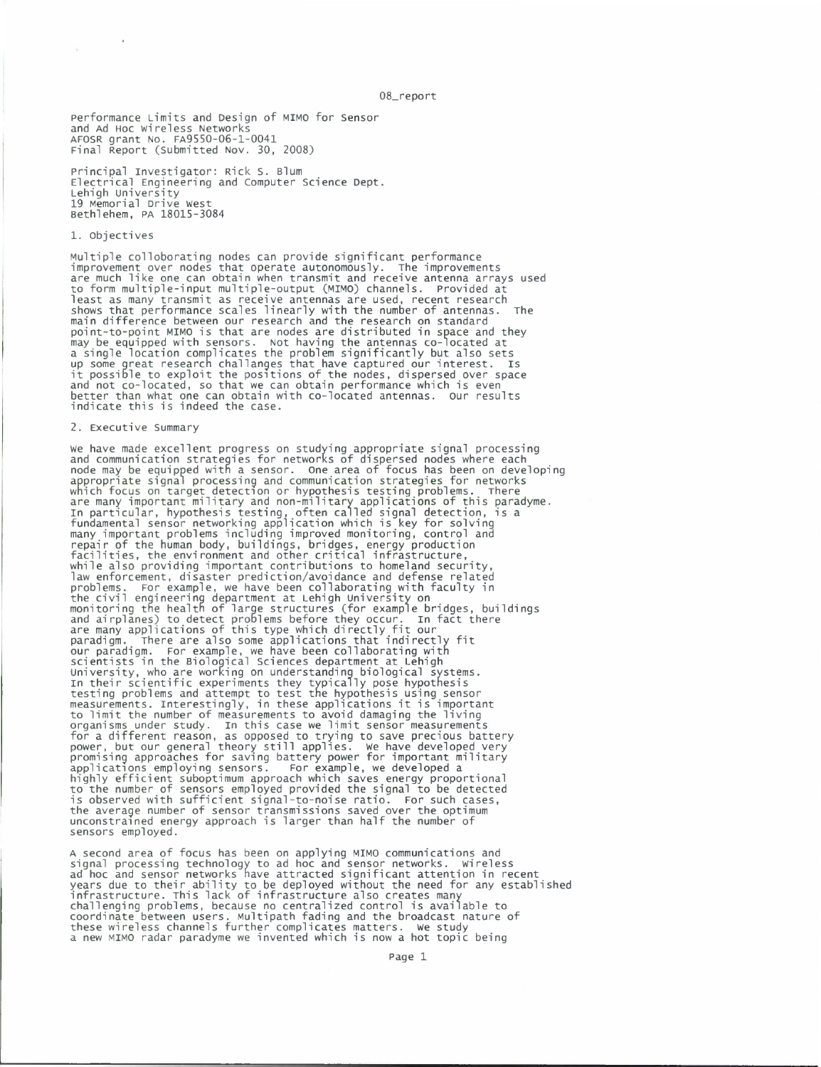Performance Limits and Design of MIMO for Sensor and Ad Hoc Wireless Networks
AFOSR grant No. FA9550-06-1-0041
Final Report (Submitted Nov. 30, 2008)

Principal Investigator: Rick S. Blum
Electrical Engineering and Computer Science Dept.
Lehigh University
19 Memorial Drive West
Bethlehem, PA 18015-3084

## 1. Objectives

Multiple colloborating nodes can provide significant performance improvement over nodes that operate autonomously. The improvements are much like one can obtain when transmit and receive antenna arrays used to form multiple-input multiple-output (MIMO) channels. Provided at least as many transmit as receive antennas are used, recent research shows that performance scales linearly with the number of antennas. The main difference between our research and the research on standard point-to-point MIMO is that are nodes are distributed in space and they may be equipped with sensors. Not having the antennas co-located at a single location complicates the problem significantly but also sets up some great research challanges that have captured our interest. Is it possible to exploit the positions of the nodes, dispersed over space and not co-located, so that we can obtain performance which is even better than what one can obtain with co-located antennas. Our results indicate this is indeed the case.

## 2. Executive Summary

We have made excellent progress on studying appropriate signal processing and communication strategies for networks of dispersed nodes where each node may be equipped with a sensor. One area of focus has been on developing appropriate signal processing and communication strategies for networks which focus on target detection or hypothesis testing problems. There are many important military and non-military applications of this paradyme. In particular, hypothesis testing, often called signal detection, is a fundamental sensor networking application which is key for solving many important problems including improved monitoring, control and repair of the human body, buildings, bridges, energy production facilities, the environment and other critical infrastructure, while also providing important contributions to homeland security, law enforcement, disaster prediction/avoidance and defense related problems. For example, we have been collaborating with faculty in the civil engineering department at Lehigh University on monitoring the health of large structures (for example bridges, buildings and airplanes) to detect problems before they occur. In fact there are many applications of this type which directly fit our paradigm. There are also some applications that indirectly fit our paradigm. For example, we have been collaborating with scientists in the Biological Sciences department at Lehigh University, who are working on understanding biological systems. In their scientific experiments they typically pose hypothesis testing problems and attempt to test the hypothesis using sensor measurements. Interestingly, in these applications it is important to limit the number of measurements to avoid damaging the living organisms under study. In this case we limit sensor measurements for a different reason, as opposed to trying to save precious battery power, but our general theory still applies. We have developed very promising approaches for saving battery power for important military applications employing sensors. For example, we developed a highly efficient suboptimum approach which saves energy proportional to the number of sensors employed provided the signal to be detected is observed with sufficient signal-to-noise ratio. For such cases, the average number of sensor transmissions saved over the optimum unconstrained energy approach is larger than half the number of sensors employed.

A second area of focus has been on applying MIMO communications and signal processing technology to ad hoc and sensor networks. Wireless ad hoc and sensor networks have attracted significant attention in recent years due to their ability to be deployed without the need for any established infrastructure. This lack of infrastructure also creates many challenging problems, because no centralized control is available to coordinate between users. Multipath fading and the broadcast nature of these wireless channels further complicates matters. We study a new MIMO radar paradyme we invented which is now a hot topic being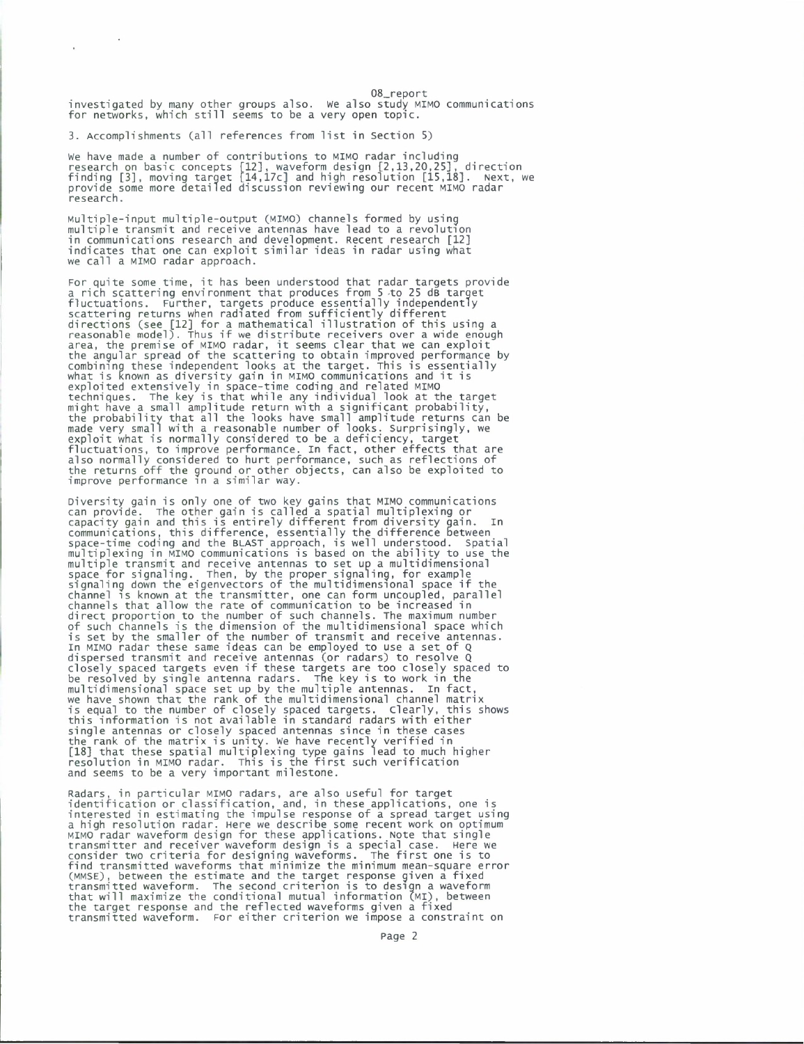investigated by many other groups also. We also study MIMO communications for networks, which still seems to be a very open topic.

## 3. Accomplishments (all references from list in Section 5)

We have made a number of contributions to MIMO radar including research on basic concepts [12], waveform design [2,13,20,25], direction finding [3], moving target [14,17c] and high resolution [15,18]. Next, we provide some more detailed discussion reviewing our recent MIMO radar research.

Multiple-input multiple-output (MIMO) channels formed by using multiple transmit and receive antennas have lead to a revolution in communications research and development. Recent research [12] indicates that one can exploit similar ideas in radar using what we call a MIMO radar approach.

For quite some time, it has been understood that radar targets provide a rich scattering environment that produces from 5 to 25 dB target fluctuations. Further, targets produce essentially independently scattering returns when radiated from sufficiently different directions (see [12] for a mathematical illustration of this using a reasonable model). Thus if we distribute receivers over a wide enough area, the premise of MIMO radar, it seems clear that we can exploit the angular spread of the scattering to obtain improved performance by combining these independent looks at the target. This is essentially what is known as diversity gain in MIMO communications and it is exploited extensively in space-time coding and related MIMO techniques. The key is that while any individual look at the target might have a small amplitude return with a significant probability, the probability that all the looks have small amplitude returns can be made very small with a reasonable number of looks. Surprisingly, we exploit what is normally considered to be a deficiency, target fluctuations, to improve performance. In fact, other effects that are also normally considered to hurt performance, such as reflections of the returns off the ground or other objects, can also be exploited to improve performance in a similar way.

Diversity gain is only one of two key gains that MIMO communications can provide. The other gain is called a spatial multiplexing or capacity gain and this is entirely different from diversity gain. In communications, this difference, essentially the difference between space-time coding and the BLAST approach, is well understood. Spatial multiplexing in MIMO communications is based on the ability to use the multiple transmit and receive antennas to set up a multidimensional space for signaling. Then, by the proper signaling, for example signaling down the eigenvectors of the multidimensional space if the channel is known at the transmitter, one can form uncoupled, parallel channels that allow the rate of communication to be increased in direct proportion to the number of such channels. The maximum number of such channels is the dimension of the multidimensional space which is set by the smaller of the number of transmit and receive antennas. In MIMO radar these same ideas can be employed to use a set of Q dispersed transmit and receive antennas (or radars) to resolve Q closely spaced targets even if these targets are too closely spaced to be resolved by single antenna radars. The key is to work in the multidimensional space set up by the multiple antennas. In fact, we have shown that the rank of the multidimensional channel matrix is equal to the number of closely spaced targets. Clearly, this shows this information is not available in standard radars with either single antennas or closely spaced antennas since in these cases the rank of the matrix is unity. We have recently verified in [18] that these spatial multiplexing type gains lead to much higher resolution in MIMO radar. This is the first such verification and seems to be a very important milestone.

Radars, in particular MIMO radars, are also useful for target identification or classification, and, in these applications, one is interested in estimating the impulse response of a spread target using a high resolution radar. Here we describe some recent work on optimum MIMO radar waveform design for these applications. Note that single transmitter and receiver waveform design is a special case. Here we consider two criteria for designing waveforms. The first one is to find transmitted waveforms that minimize the minimum mean-square error (MMSE), between the estimate and the target response given a fixed transmitted waveform. The second criterion is to design a waveform that will maximize the conditional mutual information (MI), between the target response and the reflected waveforms given a fixed transmitted waveform. For either criterion we impose a constraint on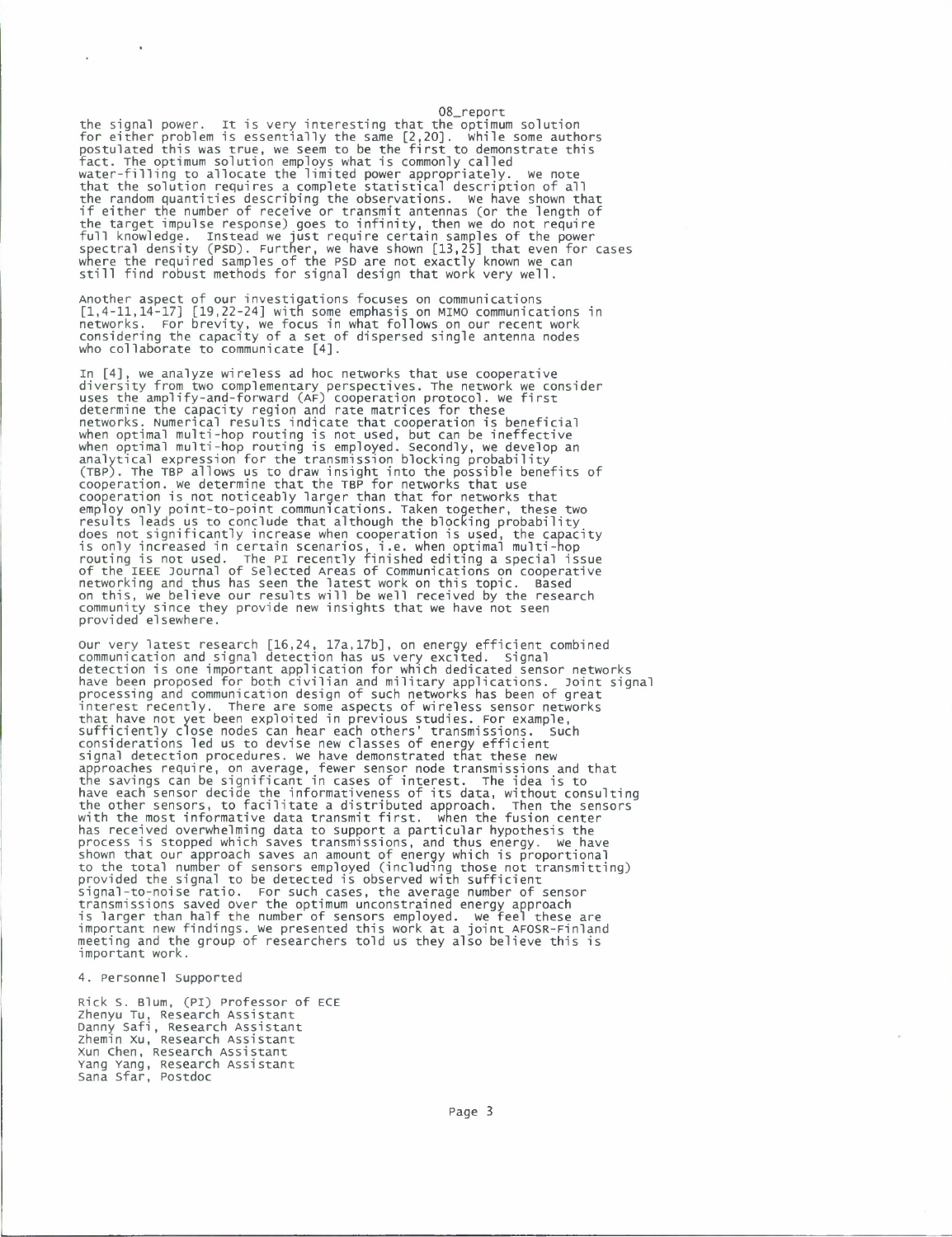the signal power. It is very interesting that the optimum solution for either problem is essentially the same [2,20]. While some authors postulated this was true, we seem to be the first to demonstrate this fact. The optimum solution employs what is commonly called water-filling to allocate the limited power appropriately. We note that the solution requires a complete statistical description of all the random quantities describing the observations. We have shown that if either the number of receive or transmit antennas (or the length of the target impulse response) goes to infinity, then we do not require full knowledge. Instead we just require certain samples of the power spectral density (PSD). Further, we have shown [13,25] that even for cases where the required samples of the PSD are not exactly known we can still find robust methods for signal design that work very well.

Another aspect of our investigations focuses on communications [1,4-11,14-17] [19,22-24] with some emphasis on MIMO communications in networks. For brevity, we focus in what follows on our recent work considering the capacity of a set of dispersed single antenna nodes who collaborate to communicate [4].

In [4], we analyze wireless ad hoc networks that use cooperative diversity from two complementary perspectives. The network we consider uses the amplify-and-forward (AF) cooperation protocol. We first determine the capacity region and rate matrices for these networks. Numerical results indicate that cooperation is beneficial when optimal multi-hop routing is not used, but can be ineffective when optimal multi-hop routing is employed. Secondly, we develop an analytical expression for the transmission blocking probability (TBP). The TBP allows us to draw insight into the possible benefits of cooperation. We determine that the TBP for networks that use cooperation is not noticeably larger than that for networks that employ only point-to-point communications. Taken together, these two results leads us to conclude that although the blocking probability does not significantly increase when cooperation is used, the capacity is only increased in certain scenarios, i.e. when optimal multi-hop routing is not used. The PI recently finished editing a special issue of the IEEE Journal of Selected Areas of Communications on cooperative networking and thus has seen the latest work on this topic. Based on this, we believe our results will be well received by the research community since they provide new insights that we have not seen provided elsewhere.

Our very latest research [16,24, 17a,17b], on energy efficient combined communication and signal detection has us very excited. Signal detection is one important application for which dedicated sensor networks have been proposed for both civilian and military applications. Joint signal processing and communication design of such networks has been of great interest recently. There are some aspects of wireless sensor networks that have not yet been exploited in previous studies. For example, sufficiently close nodes can hear each others' transmissions. Such considerations led us to devise new classes of energy efficient signal detection procedures. We have demonstrated that these new approaches require, on average, fewer sensor node transmissions and that the savings can be significant in cases of interest. The idea is to have each sensor decide the informativeness of its data, without consulting the other sensors, to facilitate a distributed approach. Then the sensors with the most informative data transmit first. When the fusion center has received overwhelming data to support a particular hypothesis the process is stopped which saves transmissions, and thus energy. We have shown that our approach saves an amount of energy which is proportional to the total number of sensors employed (including those not transmitting) provided the signal to be detected is observed with sufficient signal-to-noise ratio. For such cases, the average number of sensor transmissions saved over the optimum unconstrained energy approach is larger than half the number of sensors employed. We feel these are important new findings. We presented this work at a joint AFOSR-Finland meeting and the group of researchers told us they also believe this is important work.

4. Personnel Supported

Rick S. Blum, (PI) Professor of ECE
Zhenyu Tu, Research Assistant
Danny Safi, Research Assistant
Zhemin Xu, Research Assistant
Xun Chen, Research Assistant
Yang Yang, Research Assistant
Sana Sfar, Postdoc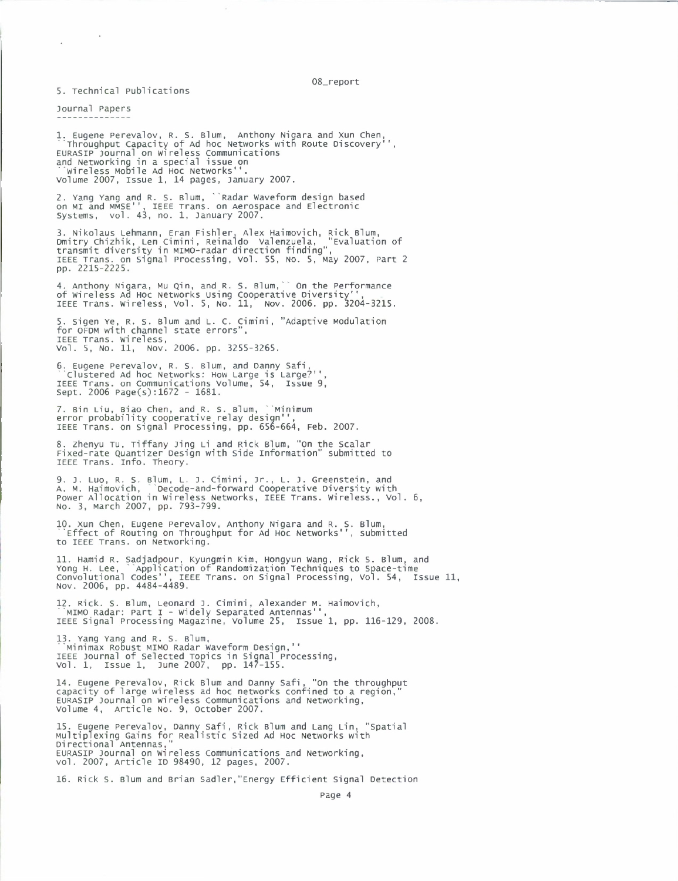## 5. Technical Publications

### Journal Papers

1. Eugene Perevalov, R. S. Blum, Anthony Nigara and Xun Chen, ``Throughput Capacity of Ad hoc Networks with Route Discovery'', EURASIP Journal on Wireless Communications and Networking in a special issue on ``Wireless Mobile Ad Hoc Networks''. Volume 2007, Issue 1, 14 pages, January 2007.

2. Yang Yang and R. S. Blum, ``Radar Waveform design based on MI and MMSE'', IEEE Trans. on Aerospace and Electronic Systems, vol. 43, no. 1, January 2007.

3. Nikolaus Lehmann, Eran Fishler, Alex Haimovich, Rick Blum, Dmitry Chizhik, Len Cimini, Reinaldo Valenzuela, "Evaluation of transmit diversity in MIMO-radar direction finding", IEEE Trans. on Signal Processing, Vol. 55, No. 5, May 2007, Part 2 pp. 2215-2225.

4. Anthony Nigara, Mu Qin, and R. S. Blum,`` On the Performance of Wireless Ad Hoc Networks Using Cooperative Diversity'', IEEE Trans. Wireless, Vol. 5, No. 11, Nov. 2006. pp. 3204-3215.

5. Sigen Ye, R. S. Blum and L. C. Cimini, "Adaptive Modulation for OFDM with channel state errors", IEEE Trans. Wireless, Vol. 5, No. 11, Nov. 2006. pp. 3255-3265.

6. Eugene Perevalov, R. S. Blum, and Danny Safi, ``Clustered Ad hoc Networks: How Large is Large?'', IEEE Trans. on Communications Volume, 54, Issue 9, Sept. 2006 Page(s):1672 - 1681.

7. Bin Liu, Biao Chen, and R. S. Blum, ``Minimum error probability cooperative relay design'', IEEE Trans. on Signal Processing, pp. 656-664, Feb. 2007.

8. Zhenyu Tu, Tiffany Jing Li and Rick Blum, "On the Scalar Fixed-rate Quantizer Design with Side Information" submitted to IEEE Trans. Info. Theory.

9. J. Luo, R. S. Blum, L. J. Cimini, Jr., L. J. Greenstein, and A. M. Haimovich, ``Decode-and-forward Cooperative Diversity with Power Allocation in Wireless Networks, IEEE Trans. Wireless., Vol. 6, No. 3, March 2007, pp. 793-799.

10. Xun Chen, Eugene Perevalov, Anthony Nigara and R. S. Blum, ``Effect of Routing on Throughput for Ad Hoc Networks'', submitted to IEEE Trans. on Networking.

11. Hamid R. Sadjadpour, Kyungmin Kim, Hongyun Wang, Rick S. Blum, and Yong H. Lee, ``Application of Randomization Techniques to Space-time Convolutional Codes'', IEEE Trans. on Signal Processing, Vol. 54, Issue 11, Nov. 2006, pp. 4484-4489.

12. Rick. S. Blum, Leonard J. Cimini, Alexander M. Haimovich, ``MIMO Radar: Part I - Widely Separated Antennas'', IEEE Signal Processing Magazine, Volume 25, Issue 1, pp. 116-129, 2008.

13. Yang Yang and R. S. Blum, ``Minimax Robust MIMO Radar Waveform Design,'' IEEE Journal of Selected Topics in Signal Processing, Vol. 1, Issue 1, June 2007, pp. 147-155.

14. Eugene Perevalov, Rick Blum and Danny Safi, "On the throughput capacity of large wireless ad hoc networks confined to a region," EURASIP Journal on Wireless Communications and Networking, Volume 4, Article No. 9, October 2007.

15. Eugene Perevalov, Danny Safi, Rick Blum and Lang Lin, "Spatial Multiplexing Gains for Realistic Sized Ad Hoc Networks with Directional Antennas," EURASIP Journal on Wireless Communications and Networking, vol. 2007, Article ID 98490, 12 pages, 2007.

16. Rick S. Blum and Brian Sadler,"Energy Efficient Signal Detection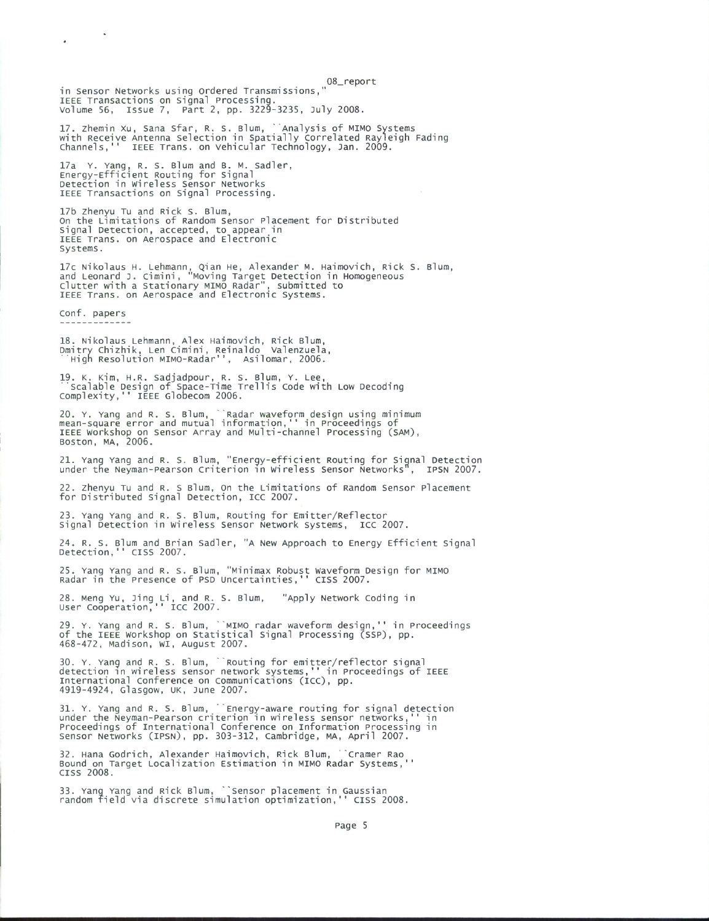in Sensor Networks using Ordered Transmissions,"
IEEE Transactions on Signal Processing.
Volume 56, Issue 7, Part 2, pp. 3229-3235, July 2008.

17. Zhemin Xu, Sana Sfar, R. S. Blum, ``Analysis of MIMO Systems with Receive Antenna Selection in Spatially Correlated Rayleigh Fading Channels,'' IEEE Trans. on Vehicular Technology, Jan. 2009.

17a Y. Yang, R. S. Blum and B. M. Sadler,
Energy-Efficient Routing for Signal
Detection in Wireless Sensor Networks
IEEE Transactions on Signal Processing.

17b Zhenyu Tu and Rick S. Blum,
On the Limitations of Random Sensor Placement for Distributed Signal Detection, accepted, to appear in
IEEE Trans. on Aerospace and Electronic Systems.

17c Nikolaus H. Lehmann, Qian He, Alexander M. Haimovich, Rick S. Blum, and Leonard J. Cimini, "Moving Target Detection in Homogeneous Clutter with a Stationary MIMO Radar", submitted to
IEEE Trans. on Aerospace and Electronic Systems.

Conf. papers
-------------

18. Nikolaus Lehmann, Alex Haimovich, Rick Blum,
Dmitry Chizhik, Len Cimini, Reinaldo Valenzuela,
``High Resolution MIMO-Radar'', Asilomar, 2006.

19. K. Kim, H.R. Sadjadpour, R. S. Blum, Y. Lee,
``Scalable Design of Space-Time Trellis Code with Low Decoding Complexity,'' IEEE Globecom 2006.

20. Y. Yang and R. S. Blum, ``Radar waveform design using minimum mean-square error and mutual information,'' in Proceedings of IEEE Workshop on Sensor Array and Multi-channel Processing (SAM), Boston, MA, 2006.

21. Yang Yang and R. S. Blum, "Energy-efficient Routing for Signal Detection under the Neyman-Pearson Criterion in Wireless Sensor Networks", IPSN 2007.

22. Zhenyu Tu and R. S Blum, On the Limitations of Random Sensor Placement for Distributed Signal Detection, ICC 2007.

23. Yang Yang and R. S. Blum, Routing for Emitter/Reflector Signal Detection in Wireless Sensor Network Systems, ICC 2007.

24. R. S. Blum and Brian Sadler, "A New Approach to Energy Efficient Signal Detection,'' CISS 2007.

25. Yang Yang and R. S. Blum, "Minimax Robust Waveform Design for MIMO Radar in the Presence of PSD Uncertainties,'' CISS 2007.

28. Meng Yu, Jing Li, and R. S. Blum, "Apply Network Coding in User Cooperation,'' ICC 2007.

29. Y. Yang and R. S. Blum, ``MIMO radar waveform design,'' in Proceedings of the IEEE Workshop on Statistical Signal Processing (SSP), pp. 468-472, Madison, WI, August 2007.

30. Y. Yang and R. S. Blum, ``Routing for emitter/reflector signal detection in wireless sensor network systems,'' in Proceedings of IEEE International Conference on Communications (ICC), pp. 4919-4924, Glasgow, UK, June 2007.

31. Y. Yang and R. S. Blum, ``Energy-aware routing for signal detection under the Neyman-Pearson criterion in wireless sensor networks,'' in Proceedings of International Conference on Information Processing in Sensor Networks (IPSN), pp. 303-312, Cambridge, MA, April 2007.

32. Hana Godrich, Alexander Haimovich, Rick Blum, ``Cramer Rao Bound on Target Localization Estimation in MIMO Radar Systems,'' CISS 2008.

33. Yang Yang and Rick Blum, ``Sensor placement in Gaussian random field via discrete simulation optimization,'' CISS 2008.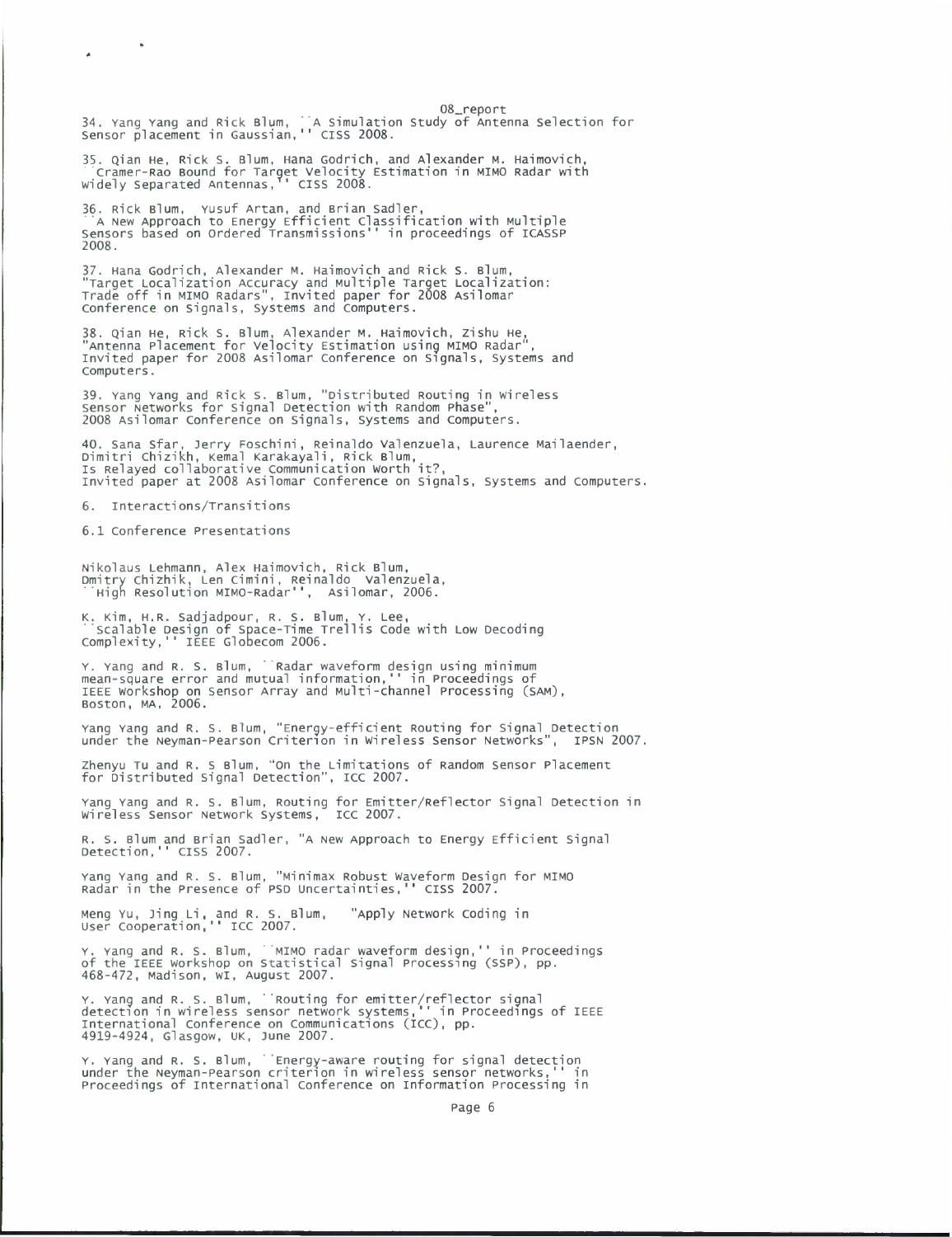34. Yang Yang and Rick Blum, ``A Simulation Study of Antenna Selection for Sensor placement in Gaussian,'' CISS 2008.

35. Qian He, Rick S. Blum, Hana Godrich, and Alexander M. Haimovich, ``Cramer-Rao Bound for Target Velocity Estimation in MIMO Radar with Widely Separated Antennas,'' CISS 2008.

36. Rick Blum, Yusuf Artan, and Brian Sadler, ``A New Approach to Energy Efficient Classification with Multiple Sensors based on Ordered Transmissions'' in proceedings of ICASSP 2008.

37. Hana Godrich, Alexander M. Haimovich and Rick S. Blum, "Target Localization Accuracy and Multiple Target Localization: Trade off in MIMO Radars", Invited paper for 2008 Asilomar Conference on Signals, Systems and Computers.

38. Qian He, Rick S. Blum, Alexander M. Haimovich, Zishu He, "Antenna Placement for Velocity Estimation using MIMO Radar", Invited paper for 2008 Asilomar Conference on Signals, Systems and Computers.

39. Yang Yang and Rick S. Blum, "Distributed Routing in Wireless Sensor Networks for Signal Detection with Random Phase", 2008 Asilomar Conference on Signals, Systems and Computers.

40. Sana Sfar, Jerry Foschini, Reinaldo Valenzuela, Laurence Mailaender, Dimitri Chizikh, Kemal Karakayali, Rick Blum, Is Relayed collaborative Communication Worth it?, Invited paper at 2008 Asilomar Conference on Signals, Systems and Computers.

6. Interactions/Transitions

6.1 Conference Presentations

Nikolaus Lehmann, Alex Haimovich, Rick Blum, Dmitry Chizhik, Len Cimini, Reinaldo Valenzuela, ``High Resolution MIMO-Radar'', Asilomar, 2006.

K. Kim, H.R. Sadjadpour, R. S. Blum, Y. Lee, ``Scalable Design of Space-Time Trellis Code with Low Decoding Complexity,'' IEEE Globecom 2006.

Y. Yang and R. S. Blum, ``Radar waveform design using minimum mean-square error and mutual information,'' in Proceedings of IEEE Workshop on Sensor Array and Multi-channel Processing (SAM), Boston, MA, 2006.

Yang Yang and R. S. Blum, "Energy-efficient Routing for Signal Detection under the Neyman-Pearson Criterion in Wireless Sensor Networks", IPSN 2007.

Zhenyu Tu and R. S Blum, "On the Limitations of Random Sensor Placement for Distributed Signal Detection", ICC 2007.

Yang Yang and R. S. Blum, Routing for Emitter/Reflector Signal Detection in Wireless Sensor Network Systems, ICC 2007.

R. S. Blum and Brian Sadler, "A New Approach to Energy Efficient Signal Detection,'' CISS 2007.

Yang Yang and R. S. Blum, "Minimax Robust Waveform Design for MIMO Radar in the Presence of PSD Uncertainties,'' CISS 2007.

Meng Yu, Jing Li, and R. S. Blum, "Apply Network Coding in User Cooperation,'' ICC 2007.

Y. Yang and R. S. Blum, ``MIMO radar waveform design,'' in Proceedings of the IEEE Workshop on Statistical Signal Processing (SSP), pp. 468-472, Madison, WI, August 2007.

Y. Yang and R. S. Blum, ``Routing for emitter/reflector signal detection in wireless sensor network systems,'' in Proceedings of IEEE International Conference on Communications (ICC), pp. 4919-4924, Glasgow, UK, June 2007.

Y. Yang and R. S. Blum, ``Energy-aware routing for signal detection under the Neyman-Pearson criterion in wireless sensor networks,'' in Proceedings of International Conference on Information Processing in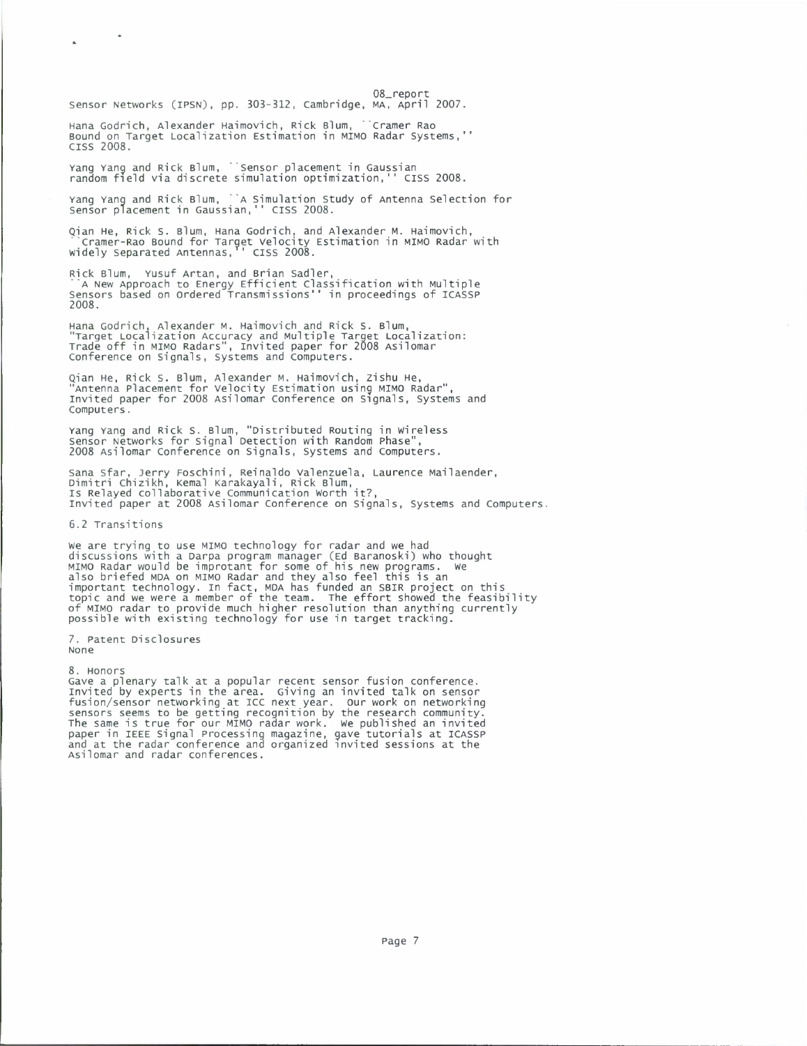Sensor Networks (IPSN), pp. 303-312, Cambridge, MA, April 2007.

Hana Godrich, Alexander Haimovich, Rick Blum, ``Cramer Rao Bound on Target Localization Estimation in MIMO Radar Systems,'' CISS 2008.

Yang Yang and Rick Blum, ``Sensor placement in Gaussian random field via discrete simulation optimization,'' CISS 2008.

Yang Yang and Rick Blum, ``A Simulation Study of Antenna Selection for Sensor placement in Gaussian,'' CISS 2008.

Qian He, Rick S. Blum, Hana Godrich, and Alexander M. Haimovich, ``Cramer-Rao Bound for Target Velocity Estimation in MIMO Radar with Widely Separated Antennas,'' CISS 2008.

Rick Blum, Yusuf Artan, and Brian Sadler, ``A New Approach to Energy Efficient Classification with Multiple Sensors based on Ordered Transmissions'' in proceedings of ICASSP 2008.

Hana Godrich, Alexander M. Haimovich and Rick S. Blum, "Target Localization Accuracy and Multiple Target Localization: Trade off in MIMO Radars", Invited paper for 2008 Asilomar Conference on Signals, Systems and Computers.

Qian He, Rick S. Blum, Alexander M. Haimovich, Zishu He, "Antenna Placement for Velocity Estimation using MIMO Radar", Invited paper for 2008 Asilomar Conference on Signals, Systems and Computers.

Yang Yang and Rick S. Blum, "Distributed Routing in Wireless Sensor Networks for Signal Detection with Random Phase", 2008 Asilomar Conference on Signals, Systems and Computers.

Sana Sfar, Jerry Foschini, Reinaldo Valenzuela, Laurence Mailaender, Dimitri Chizikh, Kemal Karakayali, Rick Blum, Is Relayed Collaborative Communication Worth it?, Invited paper at 2008 Asilomar Conference on Signals, Systems and Computers.

6.2 Transitions

We are trying to use MIMO technology for radar and we had discussions with a Darpa program manager (Ed Baranoski) who thought MIMO Radar would be improtant for some of his new programs. We also briefed MDA on MIMO Radar and they also feel this is an important technology. In fact, MDA has funded an SBIR project on this topic and we were a member of the team. The effort showed the feasibility of MIMO radar to provide much higher resolution than anything currently possible with existing technology for use in target tracking.

7. Patent Disclosures
None

8. Honors
Gave a plenary talk at a popular recent sensor fusion conference. Invited by experts in the area. Giving an invited talk on sensor fusion/sensor networking at ICC next year. Our work on networking sensors seems to be getting recognition by the research community. The same is true for our MIMO radar work. We published an invited paper in IEEE Signal Processing magazine, gave tutorials at ICASSP and at the radar conference and organized invited sessions at the Asilomar and radar conferences.